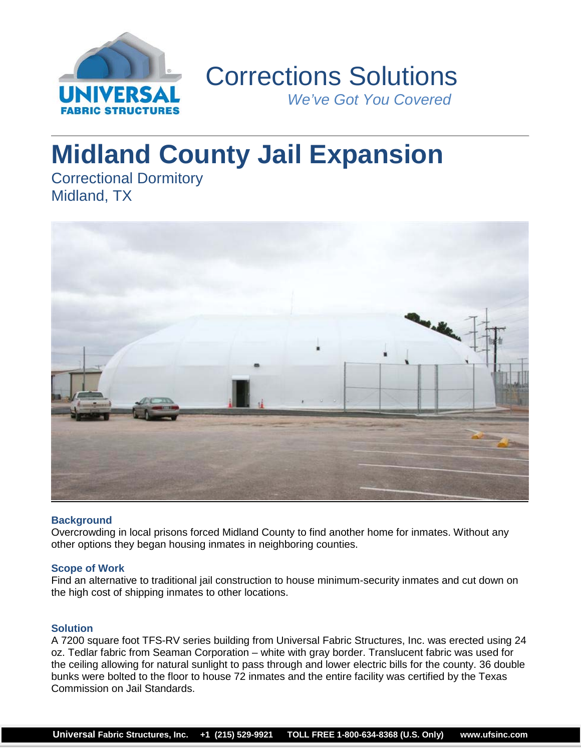Corrections Solutions

*We've Got You Covered*

# Midland County Jail Expansion

Correctional Dormitory
Midland, TX

### Background

Overcrowding in local prisons forced Midland County to find another home for inmates. Without any other options they began housing inmates in neighboring counties.

### Scope of Work

Find an alternative to traditional jail construction to house minimum-security inmates and cut down on the high cost of shipping inmates to other locations.

### Solution

A 7200 square foot TFS-RV series building from Universal Fabric Structures, Inc. was erected using 24 oz. Tedlar fabric from Seaman Corporation – white with gray border. Translucent fabric was used for the ceiling allowing for natural sunlight to pass through and lower electric bills for the county. 36 double bunks were bolted to the floor to house 72 inmates and the entire facility was certified by the Texas Commission on Jail Standards.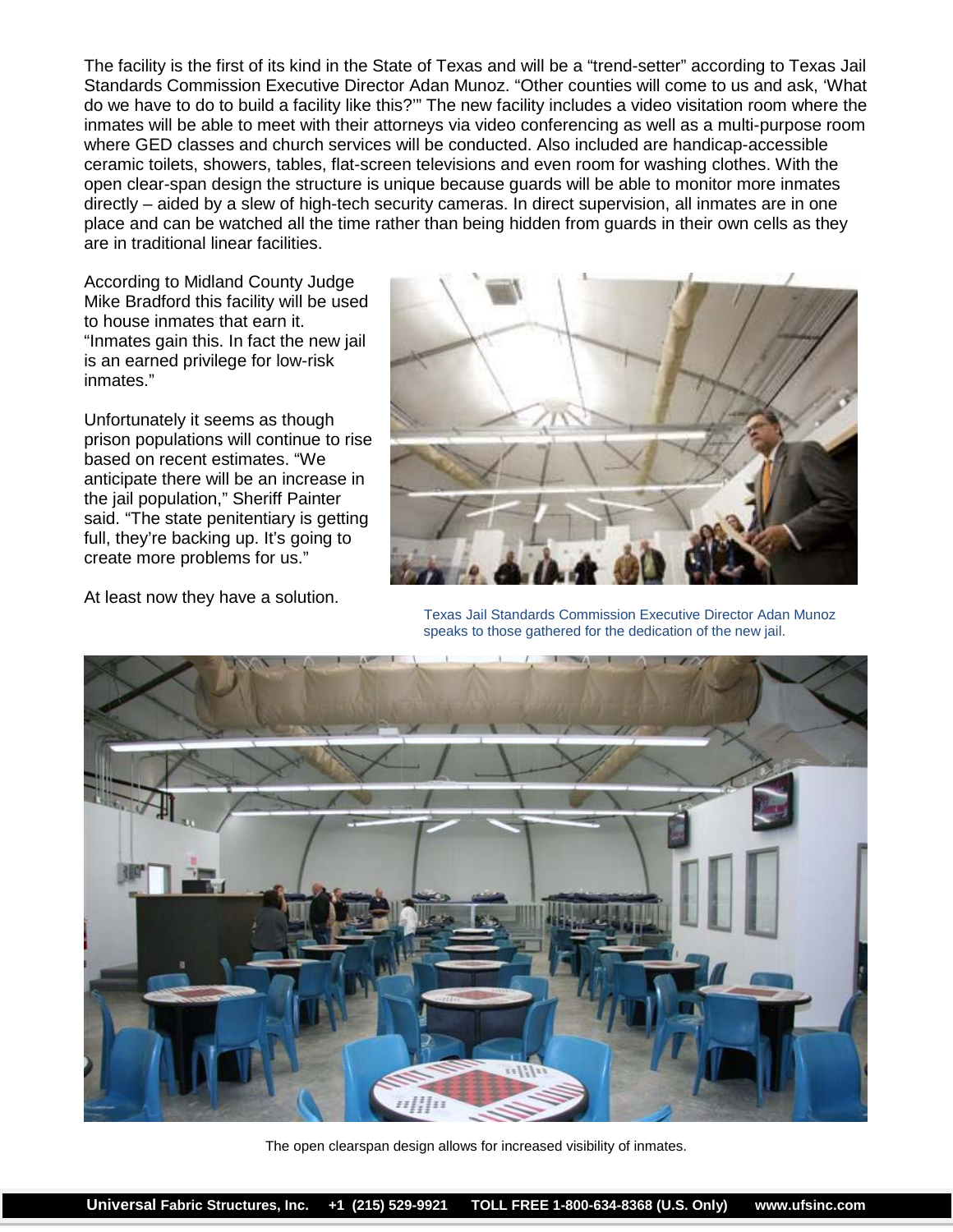The facility is the first of its kind in the State of Texas and will be a "trend-setter" according to Texas Jail Standards Commission Executive Director Adan Munoz. "Other counties will come to us and ask, 'What do we have to do to build a facility like this?'" The new facility includes a video visitation room where the inmates will be able to meet with their attorneys via video conferencing as well as a multi-purpose room where GED classes and church services will be conducted. Also included are handicap-accessible ceramic toilets, showers, tables, flat-screen televisions and even room for washing clothes. With the open clear-span design the structure is unique because guards will be able to monitor more inmates directly – aided by a slew of high-tech security cameras. In direct supervision, all inmates are in one place and can be watched all the time rather than being hidden from guards in their own cells as they are in traditional linear facilities.

According to Midland County Judge Mike Bradford this facility will be used to house inmates that earn it. "Inmates gain this. In fact the new jail is an earned privilege for low-risk inmates."

Unfortunately it seems as though prison populations will continue to rise based on recent estimates. "We anticipate there will be an increase in the jail population," Sheriff Painter said. "The state penitentiary is getting full, they're backing up. It's going to create more problems for us."

At least now they have a solution.

Texas Jail Standards Commission Executive Director Adan Munoz speaks to those gathered for the dedication of the new jail.

The open clearspan design allows for increased visibility of inmates.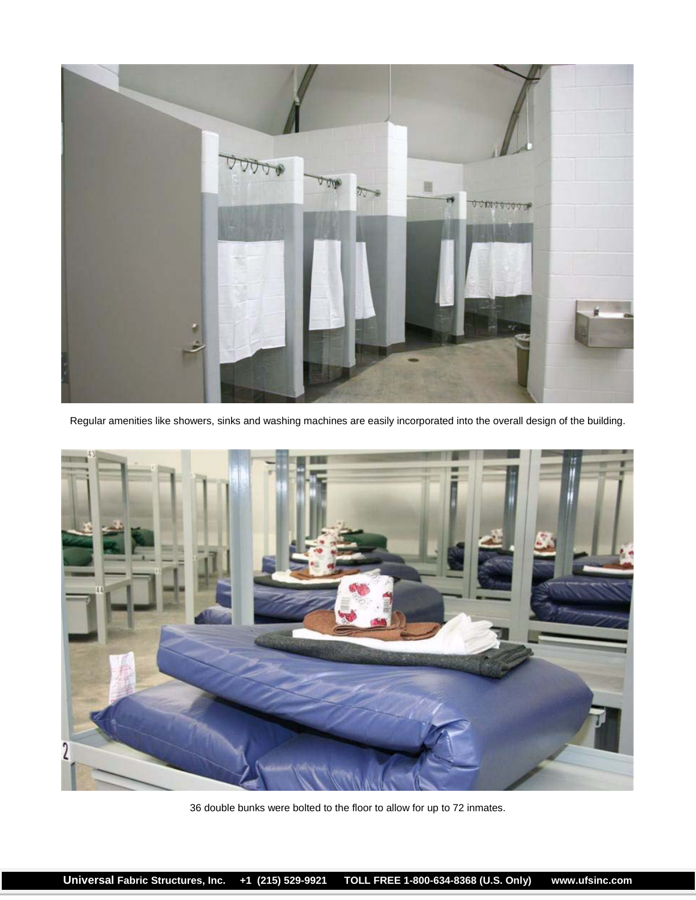Regular amenities like showers, sinks and washing machines are easily incorporated into the overall design of the building.

36 double bunks were bolted to the floor to allow for up to 72 inmates.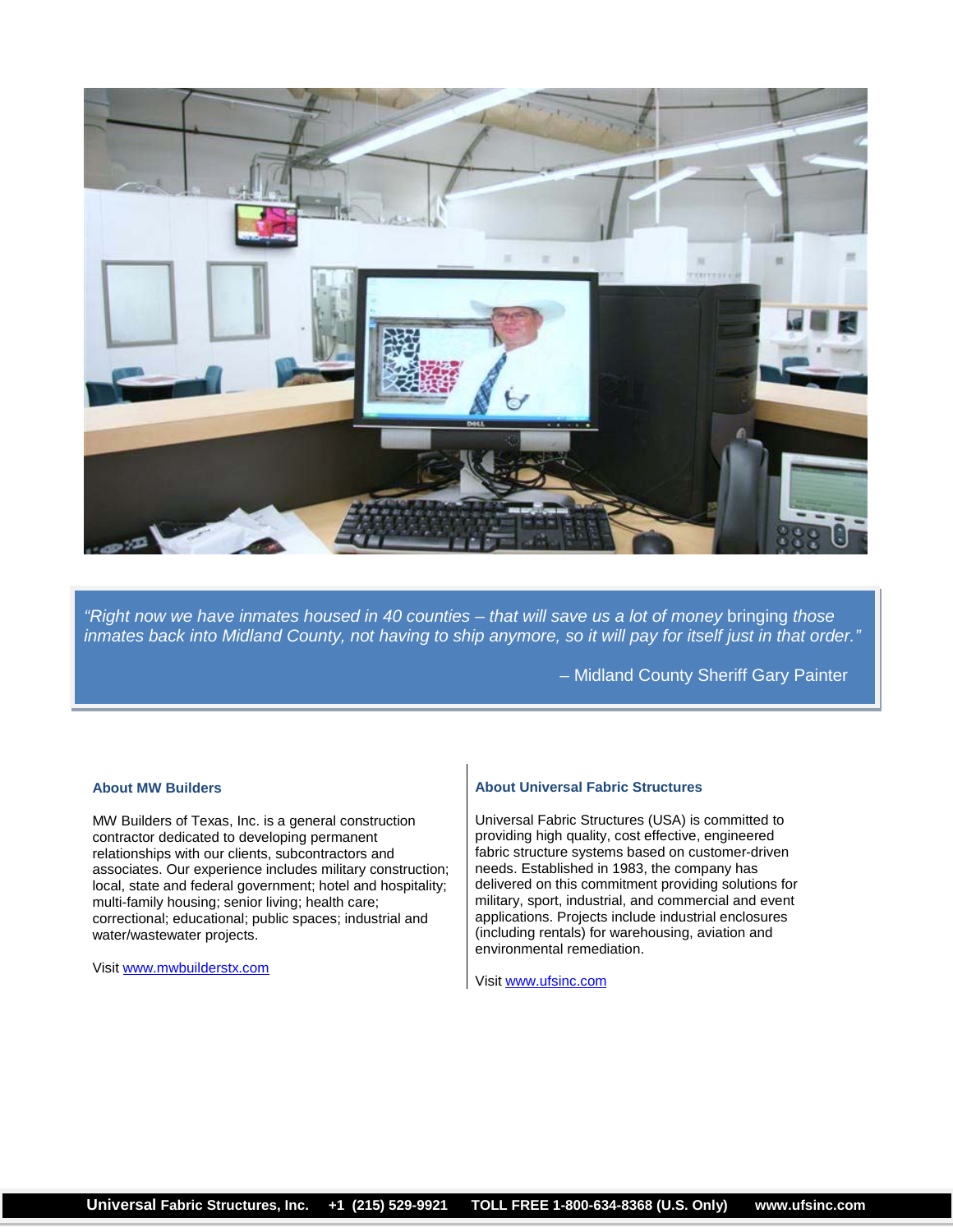*"Right now we have inmates housed in 40 counties – that will save us a lot of money* bringing *those inmates back into Midland County, not having to ship anymore, so it will pay for itself just in that order."*

– Midland County Sheriff Gary Painter

### About MW Builders

MW Builders of Texas, Inc. is a general construction contractor dedicated to developing permanent relationships with our clients, subcontractors and associates. Our experience includes military construction; local, state and federal government; hotel and hospitality; multi-family housing; senior living; health care; correctional; educational; public spaces; industrial and water/wastewater projects.

Visit www.mwbuilderstx.com

### About Universal Fabric Structures

Universal Fabric Structures (USA) is committed to providing high quality, cost effective, engineered fabric structure systems based on customer-driven needs. Established in 1983, the company has delivered on this commitment providing solutions for military, sport, industrial, and commercial and event applications. Projects include industrial enclosures (including rentals) for warehousing, aviation and environmental remediation.

Visit www.ufsinc.com

**Universal Fabric Structures, Inc.   +1 (215) 529-9921   TOLL FREE 1-800-634-8368 (U.S. Only)   www.ufsinc.com**